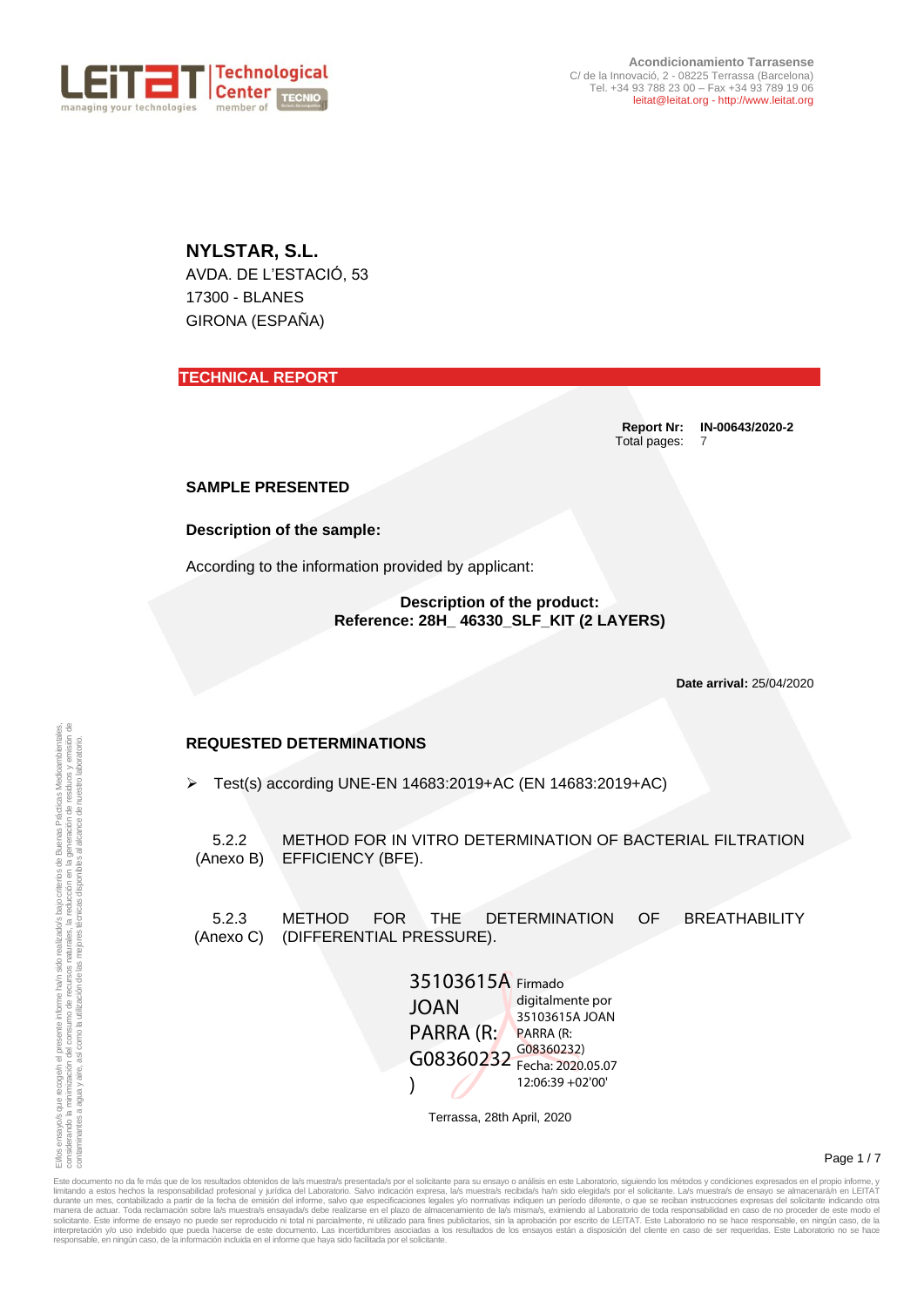Acondicionamiento Tarrasense
C/ de la Innovació, 2 - 08225 Terrassa (Barcelona)
Tel. +34 93 788 23 00 – Fax +34 93 789 19 06
leitat@leitat.org - http://www.leitat.org

**NYLSTAR, S.L.**
AVDA. DE L'ESTACIÓ, 53
17300 - BLANES
GIRONA (ESPAÑA)

## TECHNICAL REPORT

**Report Nr:** **IN-00643/2020-2**
Total pages: 7

### SAMPLE PRESENTED

**Description of the sample:**

According to the information provided by applicant:

**Description of the product:**
**Reference: 28H_ 46330_SLF_KIT (2 LAYERS)**

**Date arrival:** 25/04/2020

### REQUESTED DETERMINATIONS

- Test(s) according UNE-EN 14683:2019+AC (EN 14683:2019+AC)

| | |
|---|---|
| 5.2.2 (Anexo B) | METHOD FOR IN VITRO DETERMINATION OF BACTERIAL FILTRATION EFFICIENCY (BFE). |
| 5.2.3 (Anexo C) | METHOD FOR THE DETERMINATION OF BREATHABILITY (DIFFERENTIAL PRESSURE). |

35103615A JOAN PARRA (R: G08360232) — Firmado digitalmente por 35103615A JOAN PARRA (R: G08360232) Fecha: 2020.05.07 12:06:39 +02'00'

Terrassa, 28th April, 2020

El/los ensayo/s que recoge/n el presente informe ha/n sido realizado/s bajo criterios de Buenas Prácticas Medioambientales, considerando la minimización del consumo de recursos naturales, la reducción en la generación de residuos y emisión de contaminantes a agua y aire, así como la utilización de las mejores técnicas disponibles al alcance de nuestro laboratorio.

Este documento no da fe más que de los resultados obtenidos de la/s muestra/s presentada/s por el solicitante para su ensayo o análisis en este Laboratorio, siguiendo los métodos y condiciones expresados en el propio informe, y limitando a estos hechos la responsabilidad profesional y jurídica del Laboratorio. Salvo indicación expresa, la/s muestra/s recibida/s ha/n sido elegida/s por el solicitante. La/s muestra/s de ensayo se almacenará/n en LEITAT durante un mes, contabilizado a partir de la fecha de emisión del informe, salvo que especificaciones legales y/o normativas indiquen un periodo diferente, o que se reciban instrucciones expresas del solicitante indicando otra manera de actuar. Toda reclamación sobre la/s muestra/s ensayada/s debe realizarse en el plazo de almacenamiento de la/s misma/s, eximiendo al Laboratorio de toda responsabilidad en caso de no proceder de este modo el solicitante. Este informe de ensayo no puede ser reproducido ni total ni parcialmente, ni utilizado para fines publicitarios, sin la aprobación por escrito de LEITAT. Este Laboratorio no se hace responsable, en ningún caso, de la interpretación y/o uso indebido que pueda hacerse de este documento. Las incertidumbres asociadas a los resultados de los ensayos están a disposición del cliente en caso de ser requeridas. Este Laboratorio no se hace responsable, en ningún caso, de la información incluida en el informe que haya sido facilitada por el solicitante.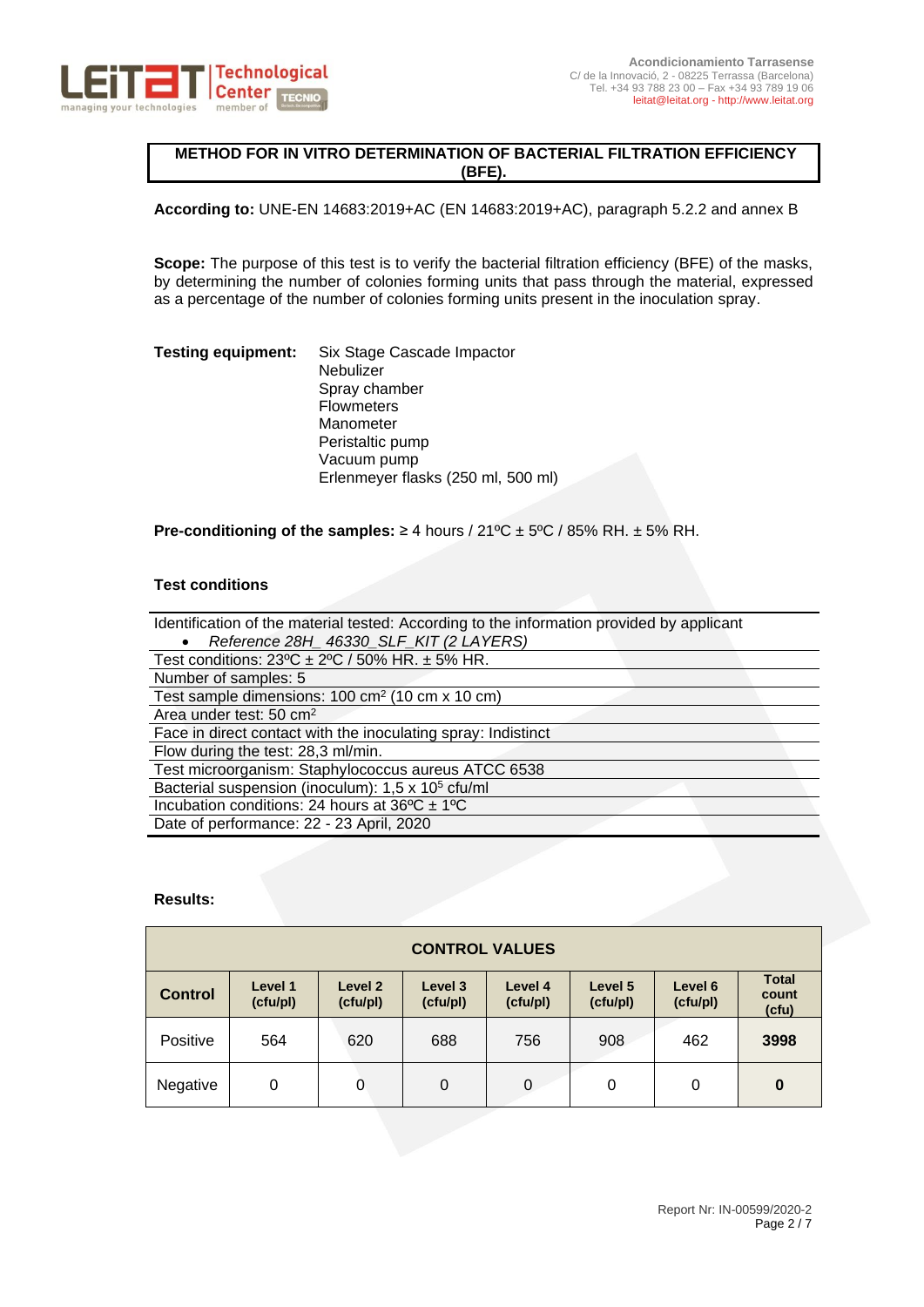# METHOD FOR IN VITRO DETERMINATION OF BACTERIAL FILTRATION EFFICIENCY (BFE).

**According to:** UNE-EN 14683:2019+AC (EN 14683:2019+AC), paragraph 5.2.2 and annex B

**Scope:** The purpose of this test is to verify the bacterial filtration efficiency (BFE) of the masks, by determining the number of colonies forming units that pass through the material, expressed as a percentage of the number of colonies forming units present in the inoculation spray.

**Testing equipment:**
- Six Stage Cascade Impactor
- Nebulizer
- Spray chamber
- Flowmeters
- Manometer
- Peristaltic pump
- Vacuum pump
- Erlenmeyer flasks (250 ml, 500 ml)

**Pre-conditioning of the samples:** ≥ 4 hours / 21ºC ± 5ºC / 85% RH. ± 5% RH.

**Test conditions**

Identification of the material tested: According to the information provided by applicant
- *Reference 28H_ 46330_SLF_KIT (2 LAYERS)*

Test conditions: 23ºC ± 2ºC / 50% HR. ± 5% HR.

Number of samples: 5

Test sample dimensions: 100 cm² (10 cm x 10 cm)

Area under test: 50 cm²

Face in direct contact with the inoculating spray: Indistinct

Flow during the test: 28,3 ml/min.

Test microorganism: Staphylococcus aureus ATCC 6538

Bacterial suspension (inoculum): 1,5 x $10^5$ cfu/ml

Incubation conditions: 24 hours at 36ºC ± 1ºC

Date of performance: 22 - 23 April, 2020

**Results:**

| CONTROL VALUES | | | | | | | |
|---|---|---|---|---|---|---|---|
| **Control** | **Level 1 (cfu/pl)** | **Level 2 (cfu/pl)** | **Level 3 (cfu/pl)** | **Level 4 (cfu/pl)** | **Level 5 (cfu/pl)** | **Level 6 (cfu/pl)** | **Total count (cfu)** |
| Positive | 564 | 620 | 688 | 756 | 908 | 462 | **3998** |
| Negative | 0 | 0 | 0 | 0 | 0 | 0 | **0** |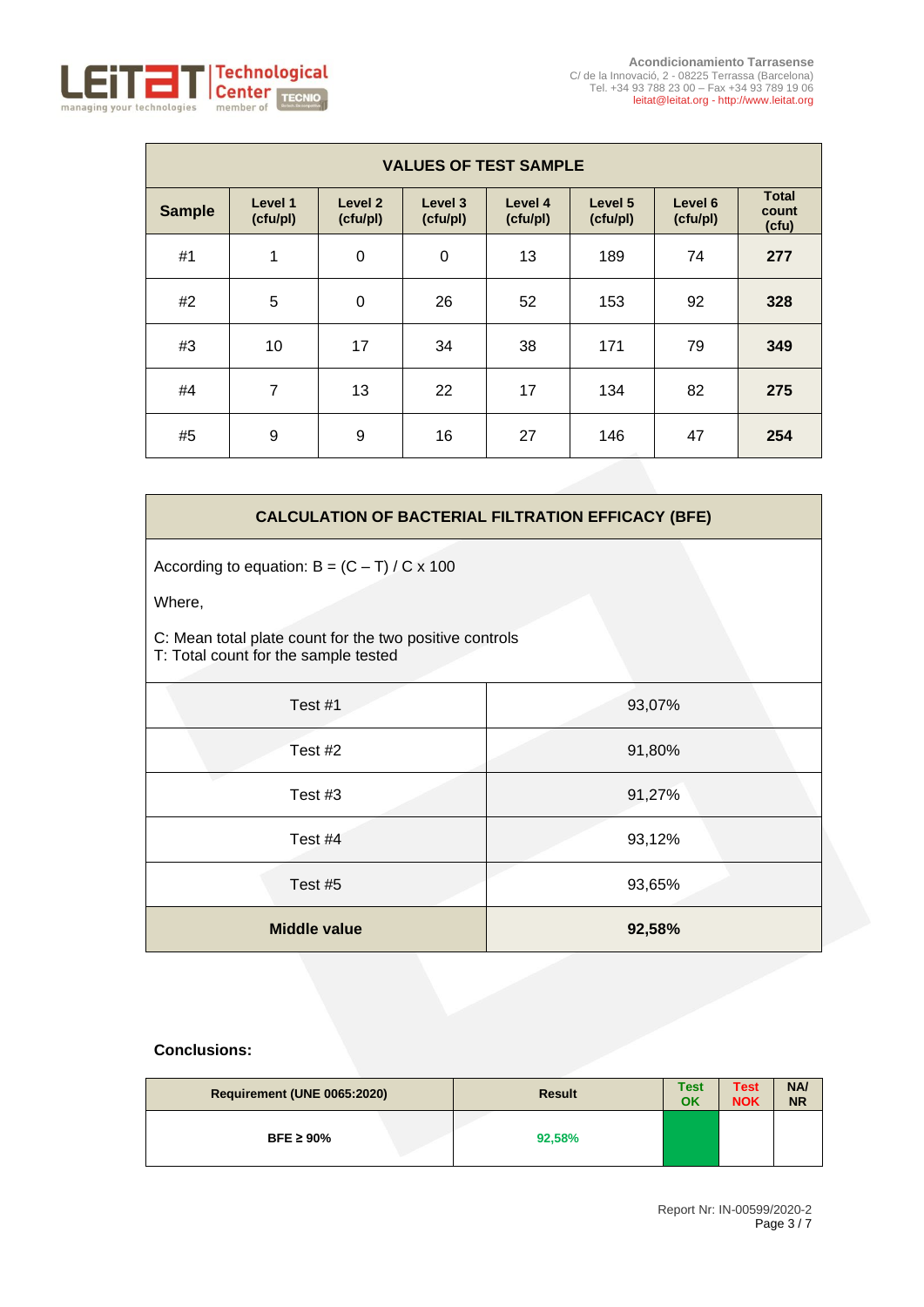| VALUES OF TEST SAMPLE | | | | | | | |
|---|---|---|---|---|---|---|---|
| **Sample** | **Level 1 (cfu/pl)** | **Level 2 (cfu/pl)** | **Level 3 (cfu/pl)** | **Level 4 (cfu/pl)** | **Level 5 (cfu/pl)** | **Level 6 (cfu/pl)** | **Total count (cfu)** |
| #1 | 1 | 0 | 0 | 13 | 189 | 74 | **277** |
| #2 | 5 | 0 | 26 | 52 | 153 | 92 | **328** |
| #3 | 10 | 17 | 34 | 38 | 171 | 79 | **349** |
| #4 | 7 | 13 | 22 | 17 | 134 | 82 | **275** |
| #5 | 9 | 9 | 16 | 27 | 146 | 47 | **254** |

**CALCULATION OF BACTERIAL FILTRATION EFFICACY (BFE)**

According to equation: $B = (C - T) / C \times 100$

Where,

C: Mean total plate count for the two positive controls
T: Total count for the sample tested

| Test | BFE |
|---|---|
| Test #1 | 93,07% |
| Test #2 | 91,80% |
| Test #3 | 91,27% |
| Test #4 | 93,12% |
| Test #5 | 93,65% |
| **Middle value** | **92,58%** |

**Conclusions:**

| Requirement (UNE 0065:2020) | Result | Test OK | Test NOK | NA/ NR |
|---|---|---|---|---|
| BFE ≥ 90% | 92,58% | ✓ | | |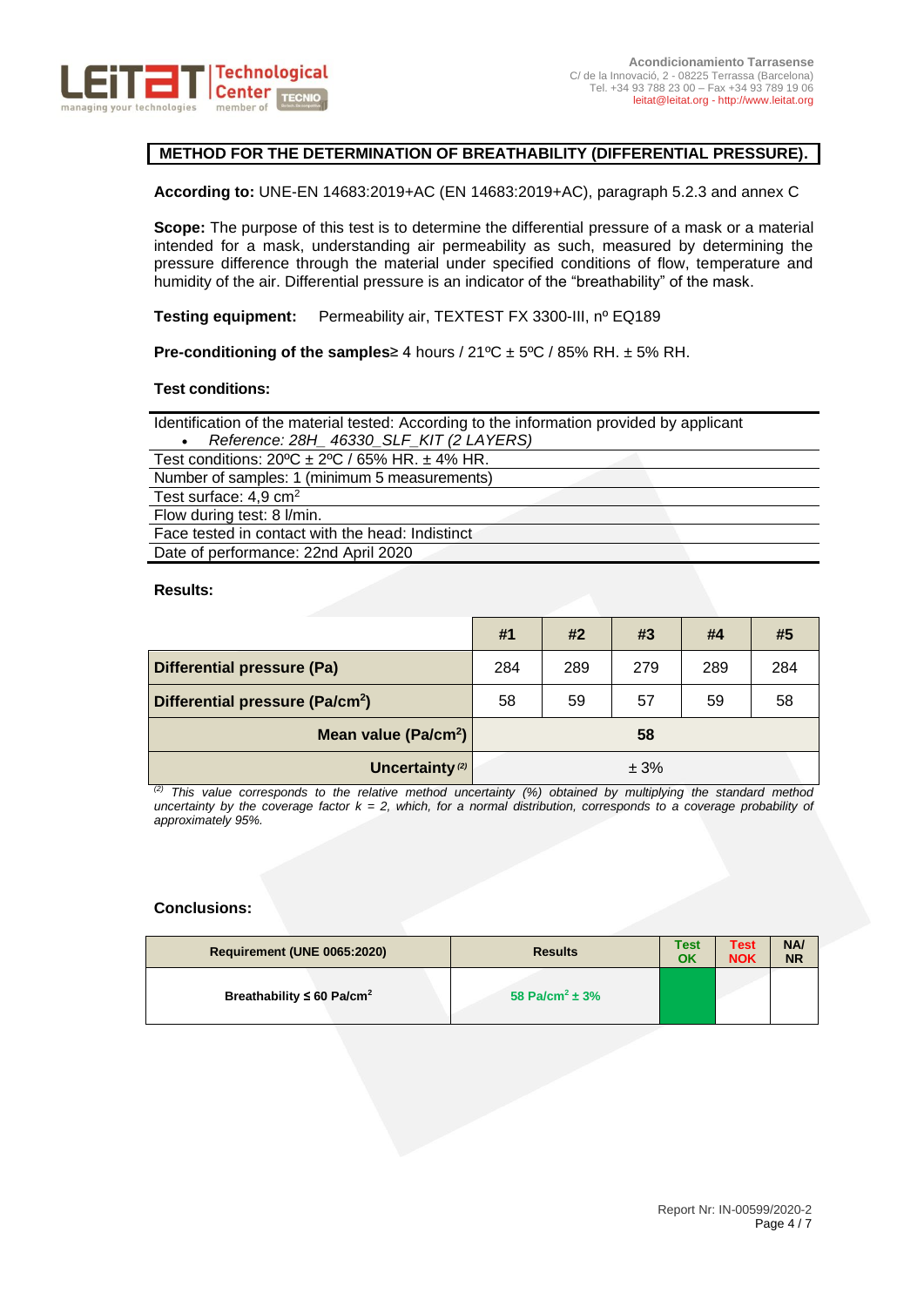## METHOD FOR THE DETERMINATION OF BREATHABILITY (DIFFERENTIAL PRESSURE).

**According to:** UNE-EN 14683:2019+AC (EN 14683:2019+AC), paragraph 5.2.3 and annex C

**Scope:** The purpose of this test is to determine the differential pressure of a mask or a material intended for a mask, understanding air permeability as such, measured by determining the pressure difference through the material under specified conditions of flow, temperature and humidity of the air. Differential pressure is an indicator of the "breathability" of the mask.

**Testing equipment:** Permeability air, TEXTEST FX 3300-III, nº EQ189

**Pre-conditioning of the samples**≥ 4 hours / 21ºC ± 5ºC / 85% RH. ± 5% RH.

**Test conditions:**

| Identification of the material tested: According to the information provided by applicant <br> • *Reference: 28H_ 46330_SLF_KIT (2 LAYERS)* |
|---|
| Test conditions: 20ºC ± 2ºC / 65% HR. ± 4% HR. |
| Number of samples: 1 (minimum 5 measurements) |
| Test surface: 4,9 cm$^2$ |
| Flow during test: 8 l/min. |
| Face tested in contact with the head: Indistinct |
| Date of performance: 22nd April 2020 |

**Results:**

| | #1 | #2 | #3 | #4 | #5 |
|---|---|---|---|---|---|
| **Differential pressure (Pa)** | 284 | 289 | 279 | 289 | 284 |
| **Differential pressure (Pa/cm$^2$)** | 58 | 59 | 57 | 59 | 58 |
| **Mean value (Pa/cm$^2$)** | | | **58** | | |
| **Uncertainty** [(2)] | | | ± 3% | | |

*[(2)] This value corresponds to the relative method uncertainty (%) obtained by multiplying the standard method uncertainty by the coverage factor k = 2, which, for a normal distribution, corresponds to a coverage probability of approximately 95%.*

**Conclusions:**

| Requirement (UNE 0065:2020) | Results | Test OK | Test NOK | NA/ NR |
|---|---|---|---|---|
| Breathability ≤ 60 Pa/cm$^2$ | 58 Pa/cm$^2$ ± 3% | ✓ | | |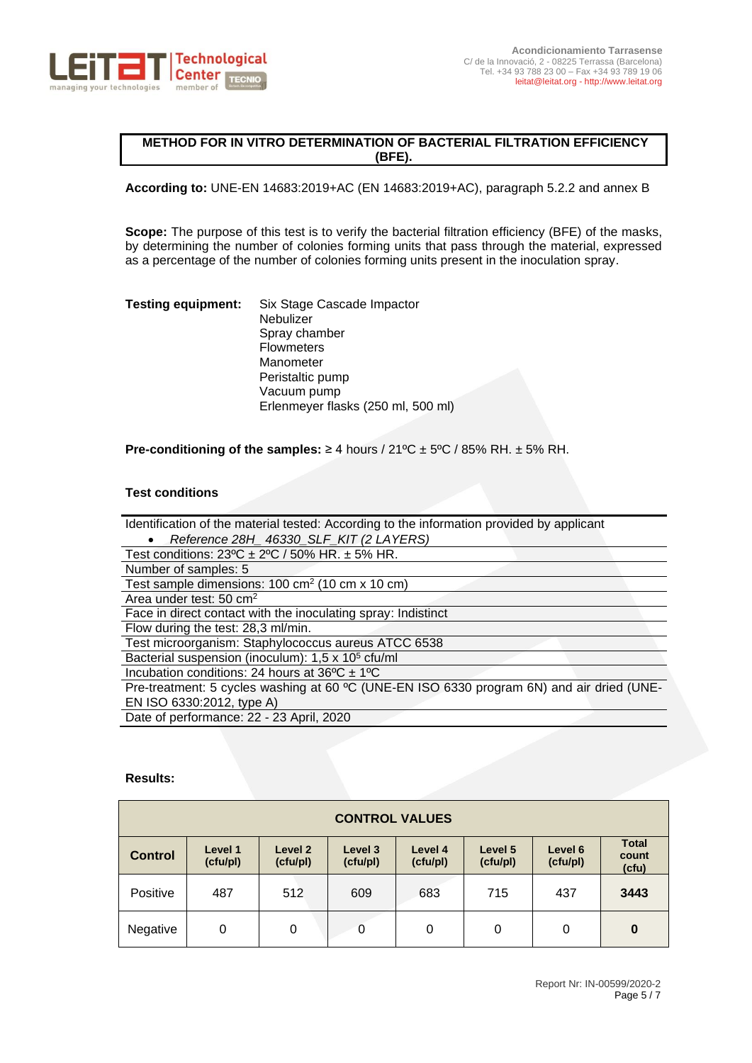**METHOD FOR IN VITRO DETERMINATION OF BACTERIAL FILTRATION EFFICIENCY (BFE).**

**According to:** UNE-EN 14683:2019+AC (EN 14683:2019+AC), paragraph 5.2.2 and annex B

**Scope:** The purpose of this test is to verify the bacterial filtration efficiency (BFE) of the masks, by determining the number of colonies forming units that pass through the material, expressed as a percentage of the number of colonies forming units present in the inoculation spray.

**Testing equipment:**
- Six Stage Cascade Impactor
- Nebulizer
- Spray chamber
- Flowmeters
- Manometer
- Peristaltic pump
- Vacuum pump
- Erlenmeyer flasks (250 ml, 500 ml)

**Pre-conditioning of the samples:** ≥ 4 hours / 21ºC ± 5ºC / 85% RH. ± 5% RH.

**Test conditions**

| |
|---|
| Identification of the material tested: According to the information provided by applicant<br>• *Reference 28H_ 46330_SLF_KIT (2 LAYERS)* |
| Test conditions: 23ºC ± 2ºC / 50% HR. ± 5% HR. |
| Number of samples: 5 |
| Test sample dimensions: 100 $cm^2$ (10 cm x 10 cm) |
| Area under test: 50 $cm^2$ |
| Face in direct contact with the inoculating spray: Indistinct |
| Flow during the test: 28,3 ml/min. |
| Test microorganism: Staphylococcus aureus ATCC 6538 |
| Bacterial suspension (inoculum): 1,5 x $10^5$ cfu/ml |
| Incubation conditions: 24 hours at 36ºC ± 1ºC |
| Pre-treatment: 5 cycles washing at 60 ºC (UNE-EN ISO 6330 program 6N) and air dried (UNE-EN ISO 6330:2012, type A) |
| Date of performance: 22 - 23 April, 2020 |

**Results:**

| CONTROL VALUES | | | | | | | |
|---|---|---|---|---|---|---|---|
| **Control** | **Level 1 (cfu/pl)** | **Level 2 (cfu/pl)** | **Level 3 (cfu/pl)** | **Level 4 (cfu/pl)** | **Level 5 (cfu/pl)** | **Level 6 (cfu/pl)** | **Total count (cfu)** |
| Positive | 487 | 512 | 609 | 683 | 715 | 437 | **3443** |
| Negative | 0 | 0 | 0 | 0 | 0 | 0 | **0** |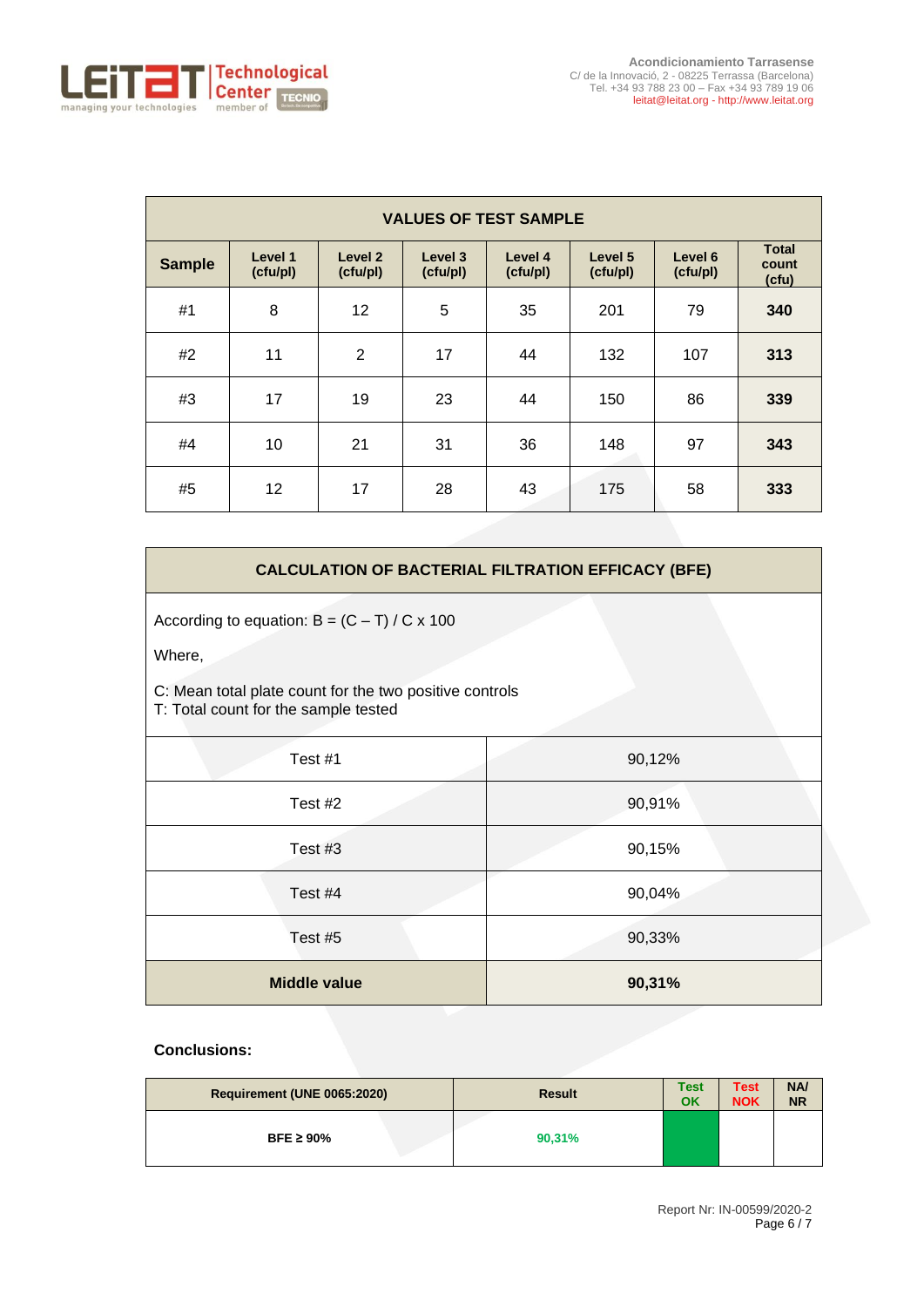| VALUES OF TEST SAMPLE | | | | | | | |
|---|---|---|---|---|---|---|---|
| **Sample** | **Level 1 (cfu/pl)** | **Level 2 (cfu/pl)** | **Level 3 (cfu/pl)** | **Level 4 (cfu/pl)** | **Level 5 (cfu/pl)** | **Level 6 (cfu/pl)** | **Total count (cfu)** |
| #1 | 8 | 12 | 5 | 35 | 201 | 79 | **340** |
| #2 | 11 | 2 | 17 | 44 | 132 | 107 | **313** |
| #3 | 17 | 19 | 23 | 44 | 150 | 86 | **339** |
| #4 | 10 | 21 | 31 | 36 | 148 | 97 | **343** |
| #5 | 12 | 17 | 28 | 43 | 175 | 58 | **333** |

## CALCULATION OF BACTERIAL FILTRATION EFFICACY (BFE)

According to equation: $B = (C - T) / C \times 100$

Where,

C: Mean total plate count for the two positive controls
T: Total count for the sample tested

| Test | Result |
|---|---|
| Test #1 | 90,12% |
| Test #2 | 90,91% |
| Test #3 | 90,15% |
| Test #4 | 90,04% |
| Test #5 | 90,33% |
| **Middle value** | **90,31%** |

**Conclusions:**

| Requirement (UNE 0065:2020) | Result | Test OK | Test NOK | NA/ NR |
|---|---|---|---|---|
| BFE ≥ 90% | 90,31% | ✓ | | |

Report Nr: IN-00599/2020-2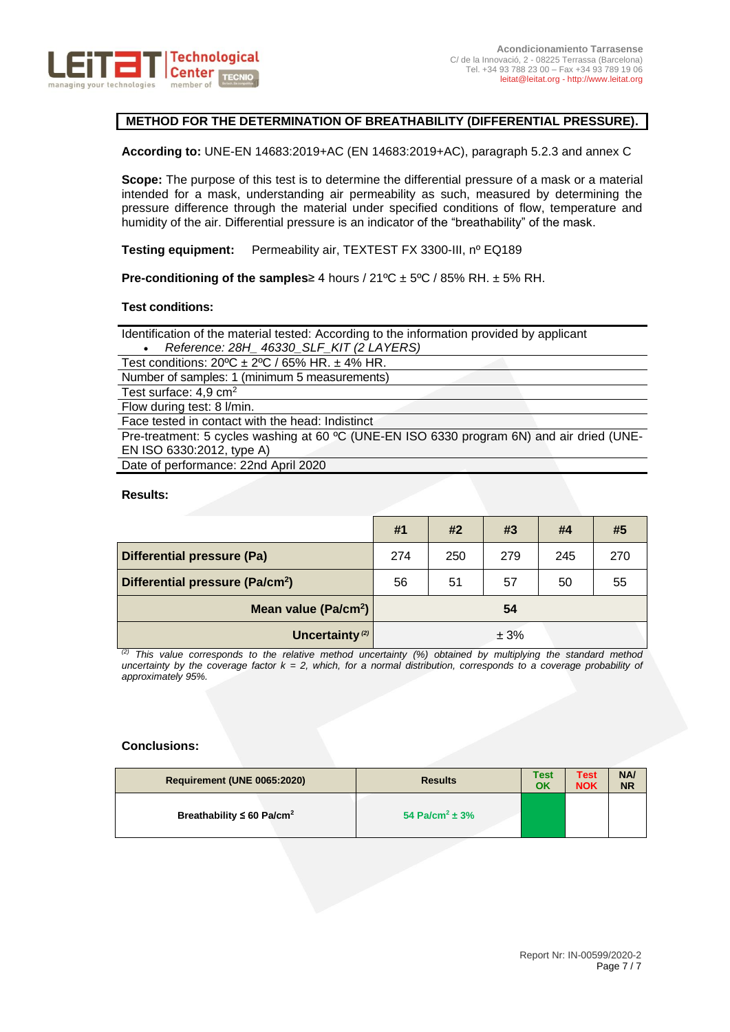Acondicionamiento Tarrasense
C/ de la Innovació, 2 - 08225 Terrassa (Barcelona)
Tel. +34 93 788 23 00 – Fax +34 93 789 19 06
leitat@leitat.org - http://www.leitat.org

## METHOD FOR THE DETERMINATION OF BREATHABILITY (DIFFERENTIAL PRESSURE).

**According to:** UNE-EN 14683:2019+AC (EN 14683:2019+AC), paragraph 5.2.3 and annex C

**Scope:** The purpose of this test is to determine the differential pressure of a mask or a material intended for a mask, understanding air permeability as such, measured by determining the pressure difference through the material under specified conditions of flow, temperature and humidity of the air. Differential pressure is an indicator of the "breathability" of the mask.

**Testing equipment:** Permeability air, TEXTEST FX 3300-III, nº EQ189

**Pre-conditioning of the samples**≥ 4 hours / 21ºC ± 5ºC / 85% RH. ± 5% RH.

**Test conditions:**

Identification of the material tested: According to the information provided by applicant

- *Reference: 28H_ 46330_SLF_KIT (2 LAYERS)*

Test conditions: 20ºC ± 2ºC / 65% HR. ± 4% HR.

Number of samples: 1 (minimum 5 measurements)

Test surface: 4,9 cm$^2$

Flow during test: 8 l/min.

Face tested in contact with the head: Indistinct

Pre-treatment: 5 cycles washing at 60 ºC (UNE-EN ISO 6330 program 6N) and air dried (UNE-EN ISO 6330:2012, type A)

Date of performance: 22nd April 2020

**Results:**

| | #1 | #2 | #3 | #4 | #5 |
|---|---|---|---|---|---|
| **Differential pressure (Pa)** | 274 | 250 | 279 | 245 | 270 |
| **Differential pressure (Pa/cm$^2$)** | 56 | 51 | 57 | 50 | 55 |
| **Mean value (Pa/cm$^2$)** | **54** | | | | |
| **Uncertainty** [(2)] | ± 3% | | | | |

*[(2)] This value corresponds to the relative method uncertainty (%) obtained by multiplying the standard method uncertainty by the coverage factor k = 2, which, for a normal distribution, corresponds to a coverage probability of approximately 95%.*

**Conclusions:**

| Requirement (UNE 0065:2020) | Results | Test OK | Test NOK | NA/ NR |
|---|---|---|---|---|
| **Breathability ≤ 60 Pa/cm$^2$** | **54 Pa/cm$^2$ ± 3%** | ✓ | | |

Report Nr: IN-00599/2020-2